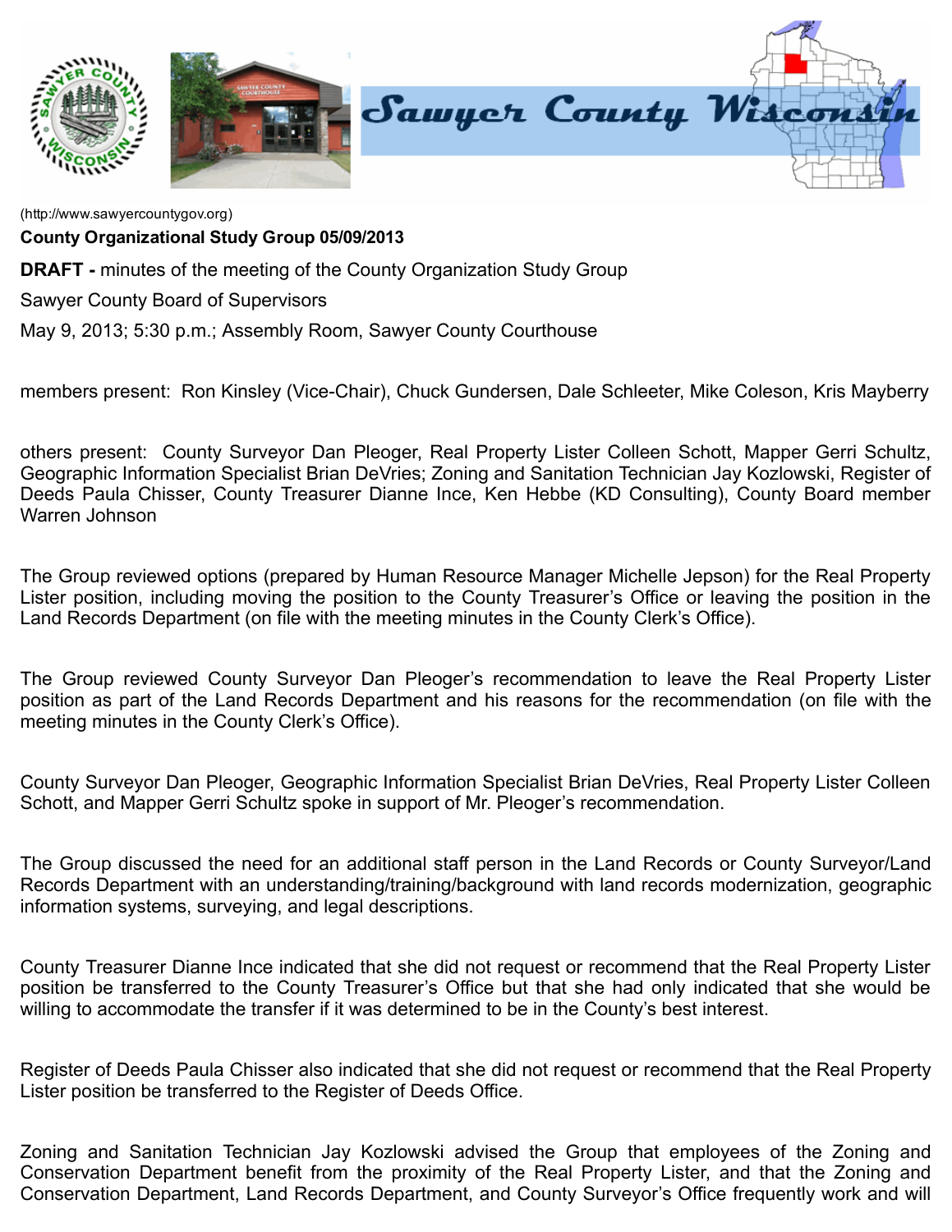(http://www.sawyercountygov.org)

**County Organizational Study Group 05/09/2013**

**DRAFT -** minutes of the meeting of the County Organization Study Group

Sawyer County Board of Supervisors

May 9, 2013; 5:30 p.m.; Assembly Room, Sawyer County Courthouse

members present: Ron Kinsley (Vice-Chair), Chuck Gundersen, Dale Schleeter, Mike Coleson, Kris Mayberry

others present: County Surveyor Dan Pleoger, Real Property Lister Colleen Schott, Mapper Gerri Schultz, Geographic Information Specialist Brian DeVries; Zoning and Sanitation Technician Jay Kozlowski, Register of Deeds Paula Chisser, County Treasurer Dianne Ince, Ken Hebbe (KD Consulting), County Board member Warren Johnson

The Group reviewed options (prepared by Human Resource Manager Michelle Jepson) for the Real Property Lister position, including moving the position to the County Treasurer's Office or leaving the position in the Land Records Department (on file with the meeting minutes in the County Clerk's Office).

The Group reviewed County Surveyor Dan Pleoger's recommendation to leave the Real Property Lister position as part of the Land Records Department and his reasons for the recommendation (on file with the meeting minutes in the County Clerk's Office).

County Surveyor Dan Pleoger, Geographic Information Specialist Brian DeVries, Real Property Lister Colleen Schott, and Mapper Gerri Schultz spoke in support of Mr. Pleoger's recommendation.

The Group discussed the need for an additional staff person in the Land Records or County Surveyor/Land Records Department with an understanding/training/background with land records modernization, geographic information systems, surveying, and legal descriptions.

County Treasurer Dianne Ince indicated that she did not request or recommend that the Real Property Lister position be transferred to the County Treasurer's Office but that she had only indicated that she would be willing to accommodate the transfer if it was determined to be in the County's best interest.

Register of Deeds Paula Chisser also indicated that she did not request or recommend that the Real Property Lister position be transferred to the Register of Deeds Office.

Zoning and Sanitation Technician Jay Kozlowski advised the Group that employees of the Zoning and Conservation Department benefit from the proximity of the Real Property Lister, and that the Zoning and Conservation Department, Land Records Department, and County Surveyor's Office frequently work and will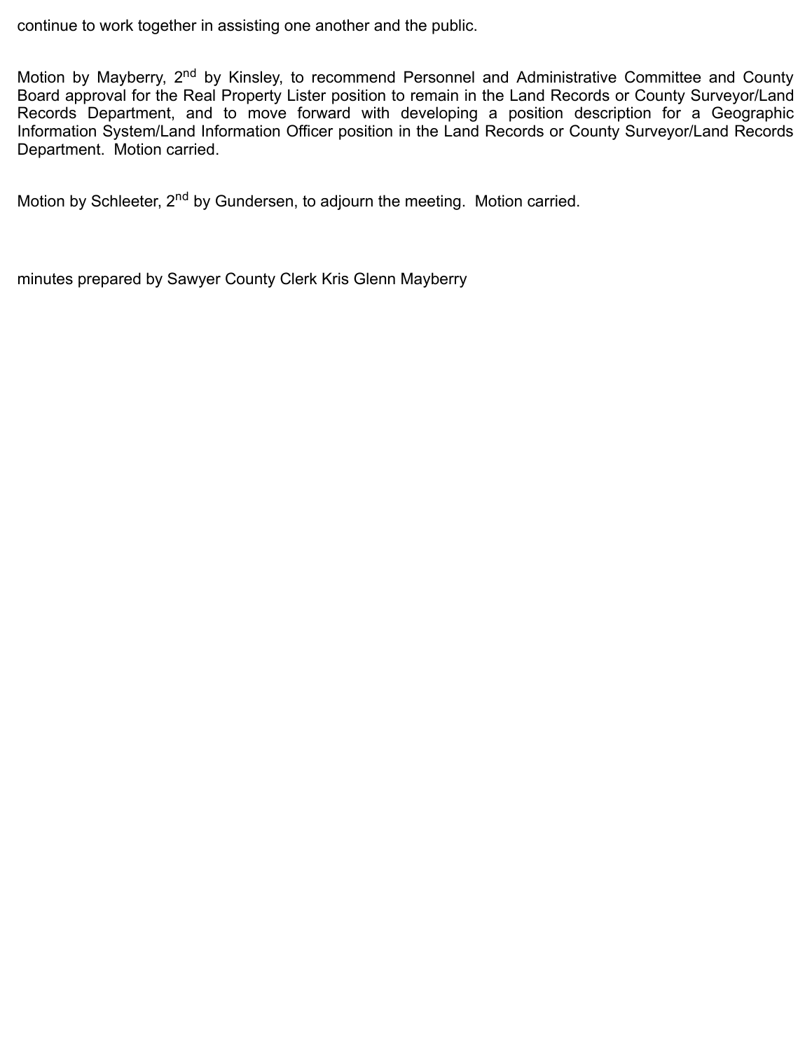continue to work together in assisting one another and the public.

Motion by Mayberry, 2nd by Kinsley, to recommend Personnel and Administrative Committee and County Board approval for the Real Property Lister position to remain in the Land Records or County Surveyor/Land Records Department, and to move forward with developing a position description for a Geographic Information System/Land Information Officer position in the Land Records or County Surveyor/Land Records Department. Motion carried.

Motion by Schleeter, 2nd by Gundersen, to adjourn the meeting. Motion carried.

minutes prepared by Sawyer County Clerk Kris Glenn Mayberry